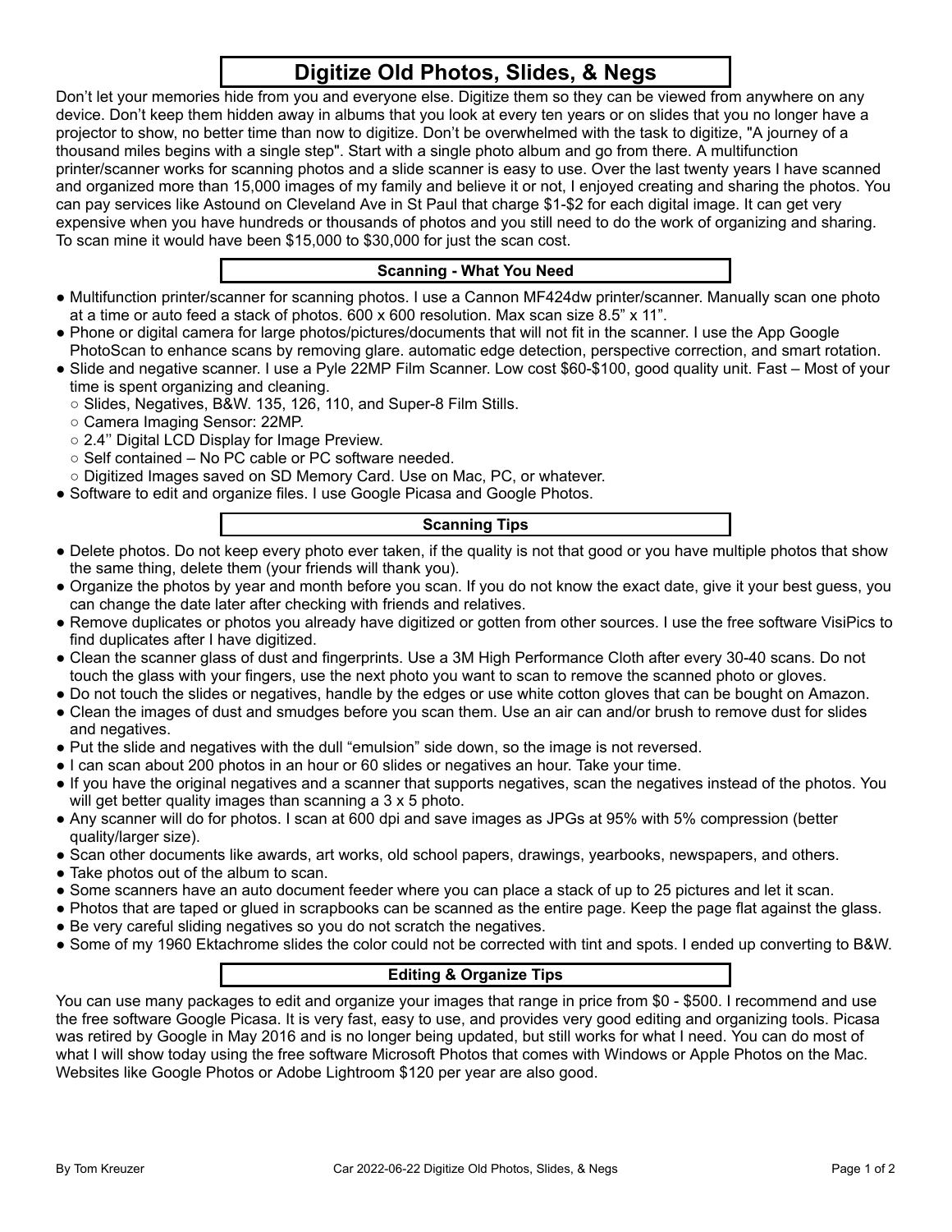# Digitize Old Photos, Slides, & Negs

Don't let your memories hide from you and everyone else. Digitize them so they can be viewed from anywhere on any device. Don't keep them hidden away in albums that you look at every ten years or on slides that you no longer have a projector to show, no better time than now to digitize. Don't be overwhelmed with the task to digitize, "A journey of a thousand miles begins with a single step". Start with a single photo album and go from there. A multifunction printer/scanner works for scanning photos and a slide scanner is easy to use. Over the last twenty years I have scanned and organized more than 15,000 images of my family and believe it or not, I enjoyed creating and sharing the photos. You can pay services like Astound on Cleveland Ave in St Paul that charge $1-$2 for each digital image. It can get very expensive when you have hundreds or thousands of photos and you still need to do the work of organizing and sharing. To scan mine it would have been $15,000 to $30,000 for just the scan cost.

## Scanning - What You Need

- Multifunction printer/scanner for scanning photos. I use a Cannon MF424dw printer/scanner. Manually scan one photo at a time or auto feed a stack of photos. 600 x 600 resolution. Max scan size 8.5" x 11".
- Phone or digital camera for large photos/pictures/documents that will not fit in the scanner. I use the App Google PhotoScan to enhance scans by removing glare. automatic edge detection, perspective correction, and smart rotation.
- Slide and negative scanner. I use a Pyle 22MP Film Scanner. Low cost $60-$100, good quality unit. Fast – Most of your time is spent organizing and cleaning.
  - Slides, Negatives, B&W. 135, 126, 110, and Super-8 Film Stills.
  - Camera Imaging Sensor: 22MP.
  - 2.4'' Digital LCD Display for Image Preview.
  - Self contained – No PC cable or PC software needed.
  - Digitized Images saved on SD Memory Card. Use on Mac, PC, or whatever.
- Software to edit and organize files. I use Google Picasa and Google Photos.

## Scanning Tips

- Delete photos. Do not keep every photo ever taken, if the quality is not that good or you have multiple photos that show the same thing, delete them (your friends will thank you).
- Organize the photos by year and month before you scan. If you do not know the exact date, give it your best guess, you can change the date later after checking with friends and relatives.
- Remove duplicates or photos you already have digitized or gotten from other sources. I use the free software VisiPics to find duplicates after I have digitized.
- Clean the scanner glass of dust and fingerprints. Use a 3M High Performance Cloth after every 30-40 scans. Do not touch the glass with your fingers, use the next photo you want to scan to remove the scanned photo or gloves.
- Do not touch the slides or negatives, handle by the edges or use white cotton gloves that can be bought on Amazon.
- Clean the images of dust and smudges before you scan them. Use an air can and/or brush to remove dust for slides and negatives.
- Put the slide and negatives with the dull "emulsion" side down, so the image is not reversed.
- I can scan about 200 photos in an hour or 60 slides or negatives an hour. Take your time.
- If you have the original negatives and a scanner that supports negatives, scan the negatives instead of the photos. You will get better quality images than scanning a 3 x 5 photo.
- Any scanner will do for photos. I scan at 600 dpi and save images as JPGs at 95% with 5% compression (better quality/larger size).
- Scan other documents like awards, art works, old school papers, drawings, yearbooks, newspapers, and others.
- Take photos out of the album to scan.
- Some scanners have an auto document feeder where you can place a stack of up to 25 pictures and let it scan.
- Photos that are taped or glued in scrapbooks can be scanned as the entire page. Keep the page flat against the glass.
- Be very careful sliding negatives so you do not scratch the negatives.
- Some of my 1960 Ektachrome slides the color could not be corrected with tint and spots. I ended up converting to B&W.

## Editing & Organize Tips

You can use many packages to edit and organize your images that range in price from $0 - $500. I recommend and use the free software Google Picasa. It is very fast, easy to use, and provides very good editing and organizing tools. Picasa was retired by Google in May 2016 and is no longer being updated, but still works for what I need. You can do most of what I will show today using the free software Microsoft Photos that comes with Windows or Apple Photos on the Mac. Websites like Google Photos or Adobe Lightroom $120 per year are also good.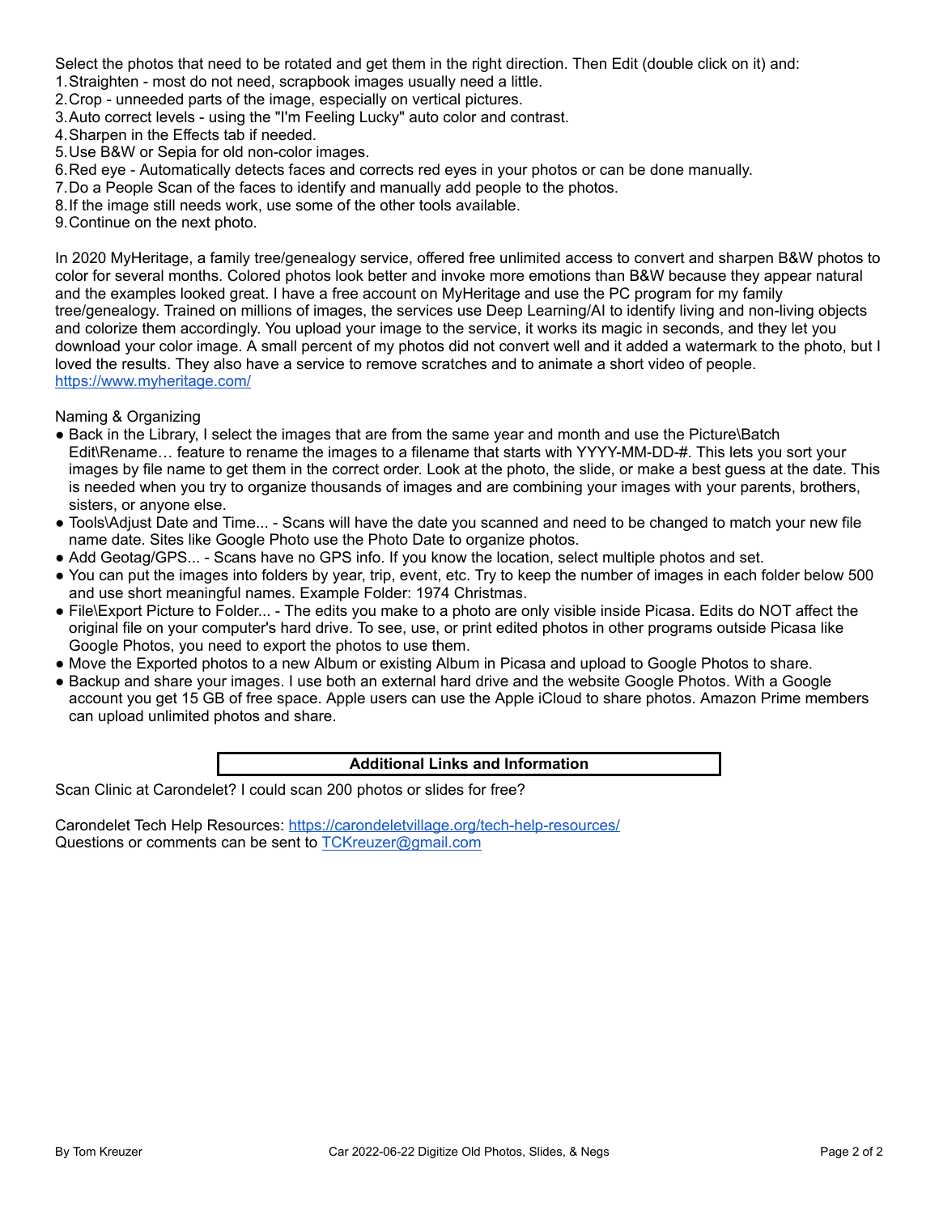Select the photos that need to be rotated and get them in the right direction. Then Edit (double click on it) and:

1. Straighten - most do not need, scrapbook images usually need a little.
2. Crop - unneeded parts of the image, especially on vertical pictures.
3. Auto correct levels - using the "I'm Feeling Lucky" auto color and contrast.
4. Sharpen in the Effects tab if needed.
5. Use B&W or Sepia for old non-color images.
6. Red eye - Automatically detects faces and corrects red eyes in your photos or can be done manually.
7. Do a People Scan of the faces to identify and manually add people to the photos.
8. If the image still needs work, use some of the other tools available.
9. Continue on the next photo.

In 2020 MyHeritage, a family tree/genealogy service, offered free unlimited access to convert and sharpen B&W photos to color for several months. Colored photos look better and invoke more emotions than B&W because they appear natural and the examples looked great. I have a free account on MyHeritage and use the PC program for my family tree/genealogy. Trained on millions of images, the services use Deep Learning/AI to identify living and non-living objects and colorize them accordingly. You upload your image to the service, it works its magic in seconds, and they let you download your color image. A small percent of my photos did not convert well and it added a watermark to the photo, but I loved the results. They also have a service to remove scratches and to animate a short video of people.
https://www.myheritage.com/

Naming & Organizing

- Back in the Library, I select the images that are from the same year and month and use the Picture\Batch Edit\Rename… feature to rename the images to a filename that starts with YYYY-MM-DD-#. This lets you sort your images by file name to get them in the correct order. Look at the photo, the slide, or make a best guess at the date. This is needed when you try to organize thousands of images and are combining your images with your parents, brothers, sisters, or anyone else.
- Tools\Adjust Date and Time... - Scans will have the date you scanned and need to be changed to match your new file name date. Sites like Google Photo use the Photo Date to organize photos.
- Add Geotag/GPS... - Scans have no GPS info. If you know the location, select multiple photos and set.
- You can put the images into folders by year, trip, event, etc. Try to keep the number of images in each folder below 500 and use short meaningful names. Example Folder: 1974 Christmas.
- File\Export Picture to Folder... - The edits you make to a photo are only visible inside Picasa. Edits do NOT affect the original file on your computer's hard drive. To see, use, or print edited photos in other programs outside Picasa like Google Photos, you need to export the photos to use them.
- Move the Exported photos to a new Album or existing Album in Picasa and upload to Google Photos to share.
- Backup and share your images. I use both an external hard drive and the website Google Photos. With a Google account you get 15 GB of free space. Apple users can use the Apple iCloud to share photos. Amazon Prime members can upload unlimited photos and share.

## Additional Links and Information

Scan Clinic at Carondelet? I could scan 200 photos or slides for free?

Carondelet Tech Help Resources: https://carondeletvillage.org/tech-help-resources/
Questions or comments can be sent to TCKreuzer@gmail.com